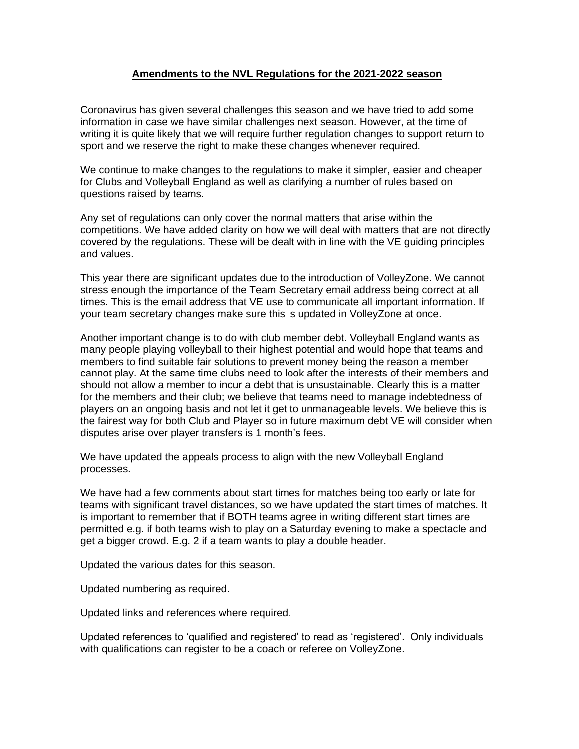# **Amendments to the NVL Regulations for the 2021-2022 season**

Coronavirus has given several challenges this season and we have tried to add some information in case we have similar challenges next season. However, at the time of writing it is quite likely that we will require further regulation changes to support return to sport and we reserve the right to make these changes whenever required.

We continue to make changes to the regulations to make it simpler, easier and cheaper for Clubs and Volleyball England as well as clarifying a number of rules based on questions raised by teams.

Any set of regulations can only cover the normal matters that arise within the competitions. We have added clarity on how we will deal with matters that are not directly covered by the regulations. These will be dealt with in line with the VE guiding principles and values.

This year there are significant updates due to the introduction of VolleyZone. We cannot stress enough the importance of the Team Secretary email address being correct at all times. This is the email address that VE use to communicate all important information. If your team secretary changes make sure this is updated in VolleyZone at once.

Another important change is to do with club member debt. Volleyball England wants as many people playing volleyball to their highest potential and would hope that teams and members to find suitable fair solutions to prevent money being the reason a member cannot play. At the same time clubs need to look after the interests of their members and should not allow a member to incur a debt that is unsustainable. Clearly this is a matter for the members and their club; we believe that teams need to manage indebtedness of players on an ongoing basis and not let it get to unmanageable levels. We believe this is the fairest way for both Club and Player so in future maximum debt VE will consider when disputes arise over player transfers is 1 month's fees.

We have updated the appeals process to align with the new Volleyball England processes.

We have had a few comments about start times for matches being too early or late for teams with significant travel distances, so we have updated the start times of matches. It is important to remember that if BOTH teams agree in writing different start times are permitted e.g. if both teams wish to play on a Saturday evening to make a spectacle and get a bigger crowd. E.g. 2 if a team wants to play a double header.

Updated the various dates for this season.

Updated numbering as required.

Updated links and references where required.

Updated references to 'qualified and registered' to read as 'registered'. Only individuals with qualifications can register to be a coach or referee on VolleyZone.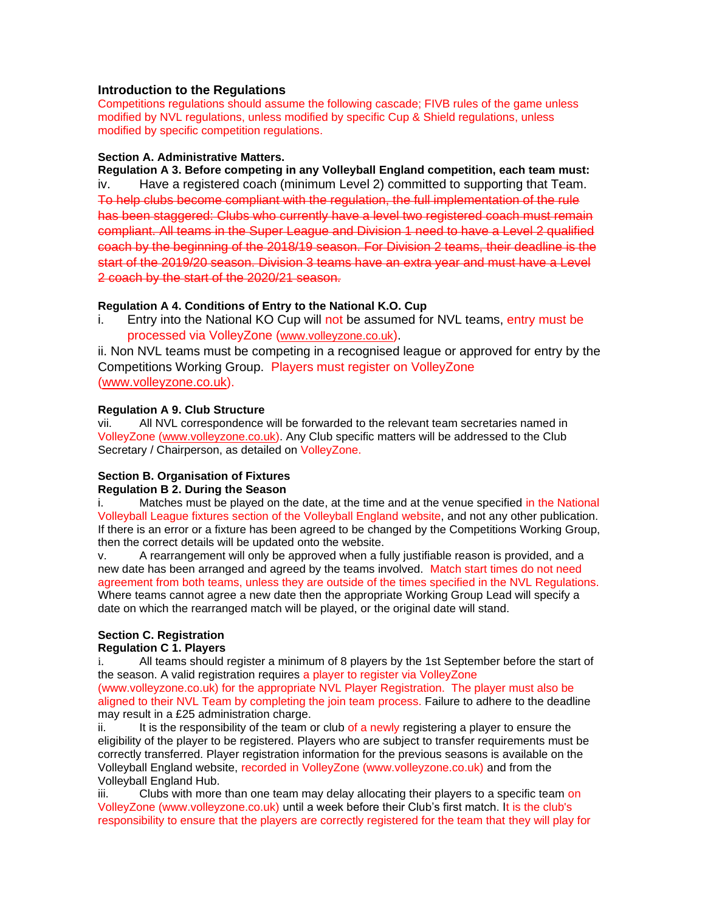### Introduction to the Regulations

Competitions regulations should assume the following cascade; FIVB rules of the game unless modified by NVL regulations, unless modified by specific Cup & Shield regulations, unless modified by specific competition regulations.

**Section A. Administrative Matters.**

**Regulation A 3. Before competing in any Volleyball England competition, each team must:**

iv. Have a registered coach (minimum Level 2) committed to supporting that Team. ~~To help clubs become compliant with the regulation, the full implementation of the rule has been staggered: Clubs who currently have a level two registered coach must remain compliant. All teams in the Super League and Division 1 need to have a Level 2 qualified coach by the beginning of the 2018/19 season. For Division 2 teams, their deadline is the start of the 2019/20 season. Division 3 teams have an extra year and must have a Level 2 coach by the start of the 2020/21 season.~~

**Regulation A 4. Conditions of Entry to the National K.O. Cup**

i. Entry into the National KO Cup will not be assumed for NVL teams, entry must be processed via VolleyZone (www.volleyzone.co.uk).

ii. Non NVL teams must be competing in a recognised league or approved for entry by the Competitions Working Group. Players must register on VolleyZone (www.volleyzone.co.uk).

**Regulation A 9. Club Structure**

vii. All NVL correspondence will be forwarded to the relevant team secretaries named in VolleyZone (www.volleyzone.co.uk). Any Club specific matters will be addressed to the Club Secretary / Chairperson, as detailed on VolleyZone.

**Section B. Organisation of Fixtures**

**Regulation B 2. During the Season**

i. Matches must be played on the date, at the time and at the venue specified in the National Volleyball League fixtures section of the Volleyball England website, and not any other publication. If there is an error or a fixture has been agreed to be changed by the Competitions Working Group, then the correct details will be updated onto the website.

v. A rearrangement will only be approved when a fully justifiable reason is provided, and a new date has been arranged and agreed by the teams involved. Match start times do not need agreement from both teams, unless they are outside of the times specified in the NVL Regulations. Where teams cannot agree a new date then the appropriate Working Group Lead will specify a date on which the rearranged match will be played, or the original date will stand.

**Section C. Registration**

**Regulation C 1. Players**

i. All teams should register a minimum of 8 players by the 1st September before the start of the season. A valid registration requires a player to register via VolleyZone (www.volleyzone.co.uk) for the appropriate NVL Player Registration. The player must also be aligned to their NVL Team by completing the join team process. Failure to adhere to the deadline may result in a £25 administration charge.

ii. It is the responsibility of the team or club of a newly registering a player to ensure the eligibility of the player to be registered. Players who are subject to transfer requirements must be correctly transferred. Player registration information for the previous seasons is available on the Volleyball England website, recorded in VolleyZone (www.volleyzone.co.uk) and from the Volleyball England Hub.

iii. Clubs with more than one team may delay allocating their players to a specific team on VolleyZone (www.volleyzone.co.uk) until a week before their Club's first match. It is the club's responsibility to ensure that the players are correctly registered for the team that they will play for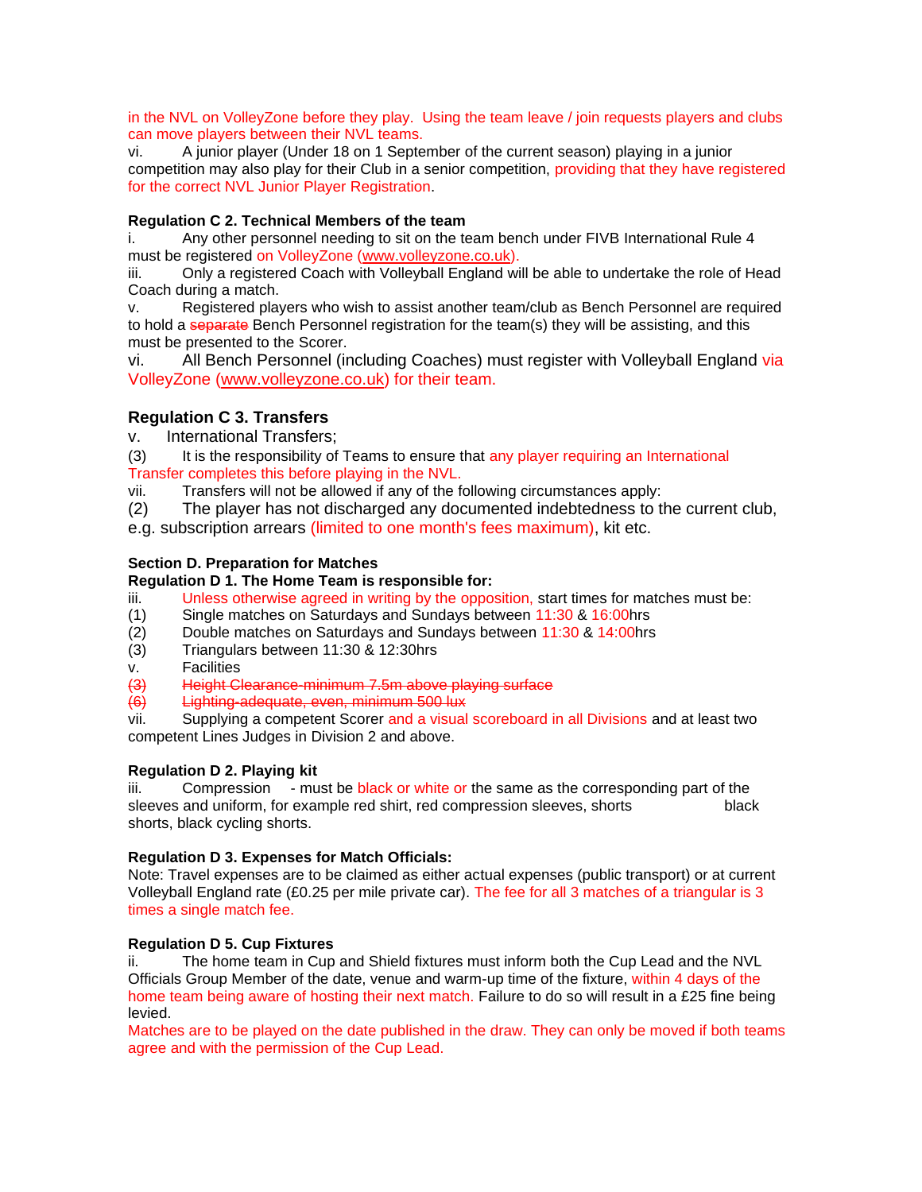in the NVL on VolleyZone before they play. Using the team leave / join requests players and clubs can move players between their NVL teams.

vi. A junior player (Under 18 on 1 September of the current season) playing in a junior competition may also play for their Club in a senior competition, providing that they have registered for the correct NVL Junior Player Registration.

**Regulation C 2. Technical Members of the team**

i. Any other personnel needing to sit on the team bench under FIVB International Rule 4 must be registered on VolleyZone (www.volleyzone.co.uk).

iii. Only a registered Coach with Volleyball England will be able to undertake the role of Head Coach during a match.

v. Registered players who wish to assist another team/club as Bench Personnel are required to hold a ~~separate~~ Bench Personnel registration for the team(s) they will be assisting, and this must be presented to the Scorer.

vi. All Bench Personnel (including Coaches) must register with Volleyball England via VolleyZone (www.volleyzone.co.uk) for their team.

**Regulation C 3. Transfers**

v. International Transfers;

(3) It is the responsibility of Teams to ensure that any player requiring an International Transfer completes this before playing in the NVL.

vii. Transfers will not be allowed if any of the following circumstances apply:

(2) The player has not discharged any documented indebtedness to the current club, e.g. subscription arrears (limited to one month's fees maximum), kit etc.

**Section D. Preparation for Matches**

**Regulation D 1. The Home Team is responsible for:**

iii. Unless otherwise agreed in writing by the opposition, start times for matches must be:

(1) Single matches on Saturdays and Sundays between 11:30 & 16:00hrs

(2) Double matches on Saturdays and Sundays between 11:30 & 14:00hrs

(3) Triangulars between 11:30 & 12:30hrs

v. Facilities

~~(3) Height Clearance-minimum 7.5m above playing surface~~

~~(6) Lighting-adequate, even, minimum 500 lux~~

vii. Supplying a competent Scorer and a visual scoreboard in all Divisions and at least two competent Lines Judges in Division 2 and above.

**Regulation D 2. Playing kit**

iii. Compression - must be black or white or the same as the corresponding part of the sleeves and uniform, for example red shirt, red compression sleeves, shorts black shorts, black cycling shorts.

**Regulation D 3. Expenses for Match Officials:**

Note: Travel expenses are to be claimed as either actual expenses (public transport) or at current Volleyball England rate (£0.25 per mile private car). The fee for all 3 matches of a triangular is 3 times a single match fee.

**Regulation D 5. Cup Fixtures**

ii. The home team in Cup and Shield fixtures must inform both the Cup Lead and the NVL Officials Group Member of the date, venue and warm-up time of the fixture, within 4 days of the home team being aware of hosting their next match. Failure to do so will result in a £25 fine being levied.

Matches are to be played on the date published in the draw. They can only be moved if both teams agree and with the permission of the Cup Lead.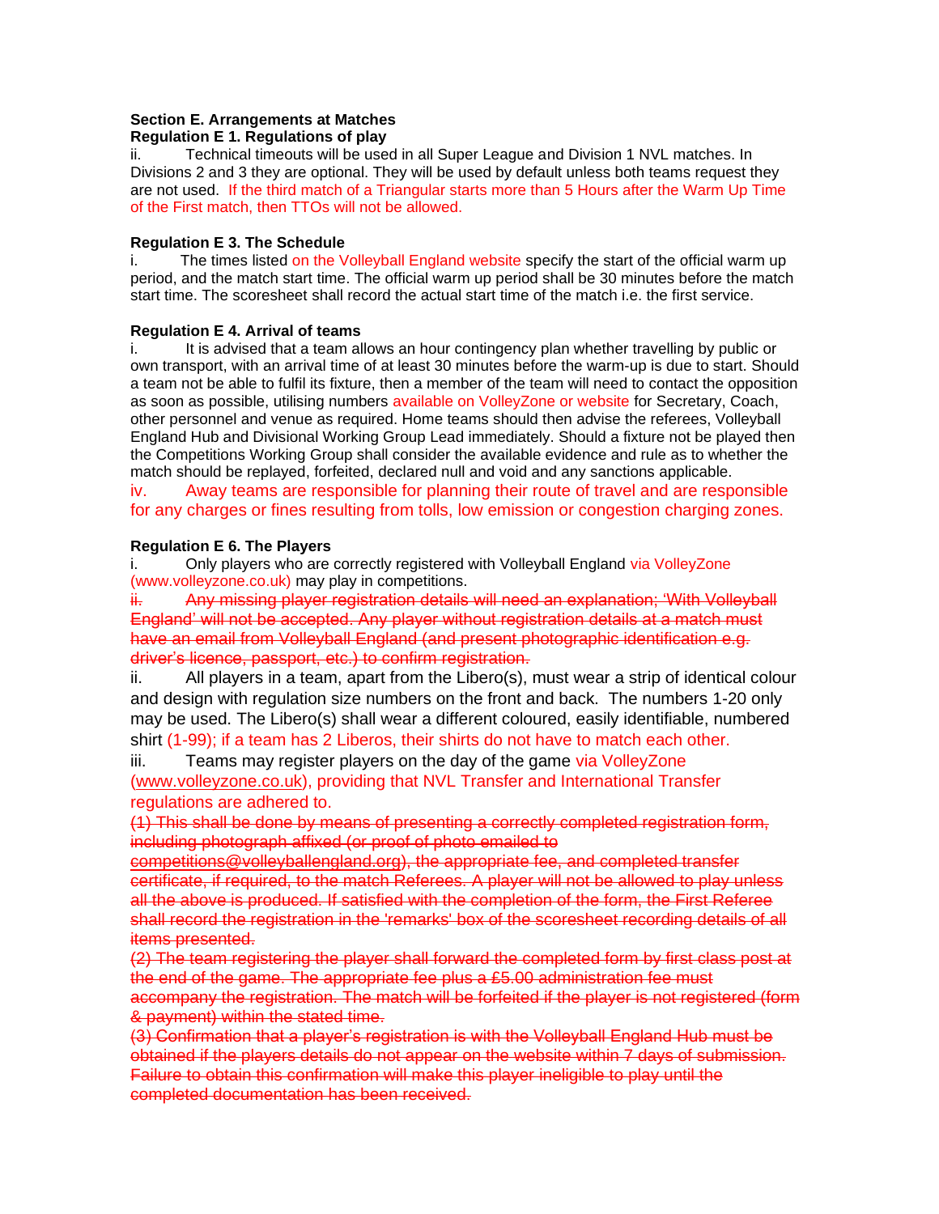**Section E. Arrangements at Matches**

**Regulation E 1. Regulations of play**

ii. Technical timeouts will be used in all Super League and Division 1 NVL matches. In Divisions 2 and 3 they are optional. They will be used by default unless both teams request they are not used. If the third match of a Triangular starts more than 5 Hours after the Warm Up Time of the First match, then TTOs will not be allowed.

**Regulation E 3. The Schedule**

i. The times listed on the Volleyball England website specify the start of the official warm up period, and the match start time. The official warm up period shall be 30 minutes before the match start time. The scoresheet shall record the actual start time of the match i.e. the first service.

**Regulation E 4. Arrival of teams**

i. It is advised that a team allows an hour contingency plan whether travelling by public or own transport, with an arrival time of at least 30 minutes before the warm-up is due to start. Should a team not be able to fulfil its fixture, then a member of the team will need to contact the opposition as soon as possible, utilising numbers available on VolleyZone or website for Secretary, Coach, other personnel and venue as required. Home teams should then advise the referees, Volleyball England Hub and Divisional Working Group Lead immediately. Should a fixture not be played then the Competitions Working Group shall consider the available evidence and rule as to whether the match should be replayed, forfeited, declared null and void and any sanctions applicable.

iv. Away teams are responsible for planning their route of travel and are responsible for any charges or fines resulting from tolls, low emission or congestion charging zones.

**Regulation E 6. The Players**

i. Only players who are correctly registered with Volleyball England via VolleyZone (www.volleyzone.co.uk) may play in competitions.

~~ii. Any missing player registration details will need an explanation; 'With Volleyball England' will not be accepted. Any player without registration details at a match must have an email from Volleyball England (and present photographic identification e.g. driver's licence, passport, etc.) to confirm registration.~~

ii. All players in a team, apart from the Libero(s), must wear a strip of identical colour and design with regulation size numbers on the front and back. The numbers 1-20 only may be used. The Libero(s) shall wear a different coloured, easily identifiable, numbered shirt (1-99); if a team has 2 Liberos, their shirts do not have to match each other.

iii. Teams may register players on the day of the game via VolleyZone (www.volleyzone.co.uk), providing that NVL Transfer and International Transfer regulations are adhered to.

~~(1) This shall be done by means of presenting a correctly completed registration form, including photograph affixed (or proof of photo emailed to competitions@volleyballengland.org), the appropriate fee, and completed transfer certificate, if required, to the match Referees. A player will not be allowed to play unless all the above is produced. If satisfied with the completion of the form, the First Referee shall record the registration in the 'remarks' box of the scoresheet recording details of all items presented.~~

~~(2) The team registering the player shall forward the completed form by first class post at the end of the game. The appropriate fee plus a £5.00 administration fee must accompany the registration. The match will be forfeited if the player is not registered (form & payment) within the stated time.~~

~~(3) Confirmation that a player's registration is with the Volleyball England Hub must be obtained if the players details do not appear on the website within 7 days of submission. Failure to obtain this confirmation will make this player ineligible to play until the completed documentation has been received.~~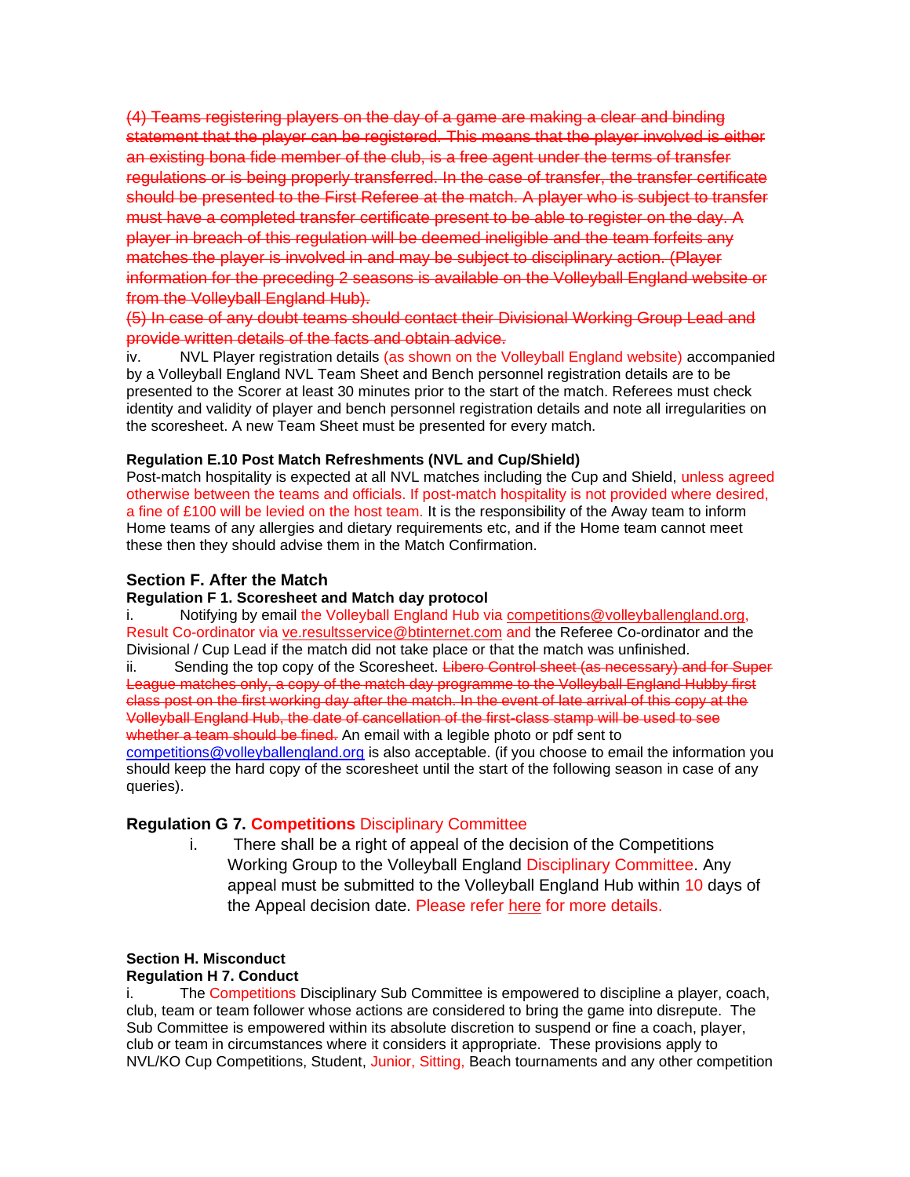~~(4) Teams registering players on the day of a game are making a clear and binding statement that the player can be registered. This means that the player involved is either an existing bona fide member of the club, is a free agent under the terms of transfer regulations or is being properly transferred. In the case of transfer, the transfer certificate should be presented to the First Referee at the match. A player who is subject to transfer must have a completed transfer certificate present to be able to register on the day. A player in breach of this regulation will be deemed ineligible and the team forfeits any matches the player is involved in and may be subject to disciplinary action. (Player information for the preceding 2 seasons is available on the Volleyball England website or from the Volleyball England Hub).~~

~~(5) In case of any doubt teams should contact their Divisional Working Group Lead and provide written details of the facts and obtain advice.~~

iv. NVL Player registration details (as shown on the Volleyball England website) accompanied by a Volleyball England NVL Team Sheet and Bench personnel registration details are to be presented to the Scorer at least 30 minutes prior to the start of the match. Referees must check identity and validity of player and bench personnel registration details and note all irregularities on the scoresheet. A new Team Sheet must be presented for every match.

**Regulation E.10 Post Match Refreshments (NVL and Cup/Shield)**

Post-match hospitality is expected at all NVL matches including the Cup and Shield, unless agreed otherwise between the teams and officials. If post-match hospitality is not provided where desired, a fine of £100 will be levied on the host team. It is the responsibility of the Away team to inform Home teams of any allergies and dietary requirements etc, and if the Home team cannot meet these then they should advise them in the Match Confirmation.

## Section F. After the Match

**Regulation F 1. Scoresheet and Match day protocol**

i. Notifying by email the Volleyball England Hub via competitions@volleyballengland.org, Result Co-ordinator via ve.resultsservice@btinternet.com and the Referee Co-ordinator and the Divisional / Cup Lead if the match did not take place or that the match was unfinished.

ii. Sending the top copy of the Scoresheet. ~~Libero Control sheet (as necessary) and for Super League matches only, a copy of the match day programme to the Volleyball England Hubby first class post on the first working day after the match. In the event of late arrival of this copy at the Volleyball England Hub, the date of cancellation of the first-class stamp will be used to see whether a team should be fined.~~ An email with a legible photo or pdf sent to competitions@volleyballengland.org is also acceptable. (if you choose to email the information you should keep the hard copy of the scoresheet until the start of the following season in case of any queries).

## Regulation G 7. **Competitions** Disciplinary Committee

i. There shall be a right of appeal of the decision of the Competitions Working Group to the Volleyball England Disciplinary Committee. Any appeal must be submitted to the Volleyball England Hub within 10 days of the Appeal decision date. Please refer here for more details.

**Section H. Misconduct**

**Regulation H 7. Conduct**

i. The Competitions Disciplinary Sub Committee is empowered to discipline a player, coach, club, team or team follower whose actions are considered to bring the game into disrepute. The Sub Committee is empowered within its absolute discretion to suspend or fine a coach, player, club or team in circumstances where it considers it appropriate. These provisions apply to NVL/KO Cup Competitions, Student, Junior, Sitting, Beach tournaments and any other competition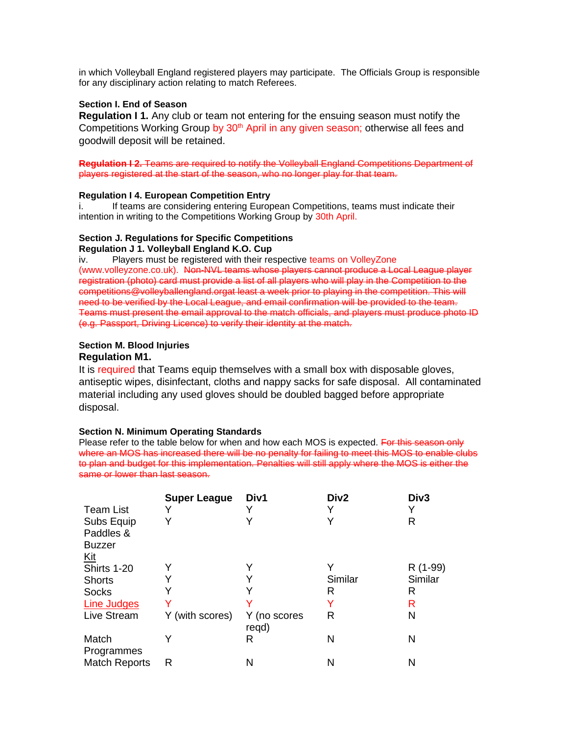in which Volleyball England registered players may participate. The Officials Group is responsible for any disciplinary action relating to match Referees.

**Section I. End of Season**

**Regulation I 1.** Any club or team not entering for the ensuing season must notify the Competitions Working Group by 30th April in any given season; otherwise all fees and goodwill deposit will be retained.

~~**Regulation I 2.** Teams are required to notify the Volleyball England Competitions Department of players registered at the start of the season, who no longer play for that team.~~

**Regulation I 4. European Competition Entry**

i. If teams are considering entering European Competitions, teams must indicate their intention in writing to the Competitions Working Group by 30th April.

**Section J. Regulations for Specific Competitions**

**Regulation J 1. Volleyball England K.O. Cup**

iv. Players must be registered with their respective teams on VolleyZone (www.volleyzone.co.uk). ~~Non-NVL teams whose players cannot produce a Local League player registration (photo) card must provide a list of all players who will play in the Competition to the competitions@volleyballengland.orgat least a week prior to playing in the competition. This will need to be verified by the Local League, and email confirmation will be provided to the team. Teams must present the email approval to the match officials, and players must produce photo ID (e.g. Passport, Driving Licence) to verify their identity at the match.~~

**Section M. Blood Injuries**

**Regulation M1.**

It is required that Teams equip themselves with a small box with disposable gloves, antiseptic wipes, disinfectant, cloths and nappy sacks for safe disposal. All contaminated material including any used gloves should be doubled bagged before appropriate disposal.

**Section N. Minimum Operating Standards**

Please refer to the table below for when and how each MOS is expected. ~~For this season only where an MOS has increased there will be no penalty for failing to meet this MOS to enable clubs to plan and budget for this implementation. Penalties will still apply where the MOS is either the same or lower than last season.~~

| | **Super League** | **Div1** | **Div2** | **Div3** |
|---|---|---|---|---|
| Team List | Y | Y | Y | Y |
| Subs Equip Paddles & Buzzer | Y | Y | Y | R |
| Kit | | | | |
| Shirts 1-20 | Y | Y | Y | R (1-99) |
| Shorts | Y | Y | Similar | Similar |
| Socks | Y | Y | R | R |
| Line Judges | Y | Y | Y | R |
| Live Stream | Y (with scores) | Y (no scores reqd) | R | N |
| Match Programmes | Y | R | N | N |
| Match Reports | R | N | N | N |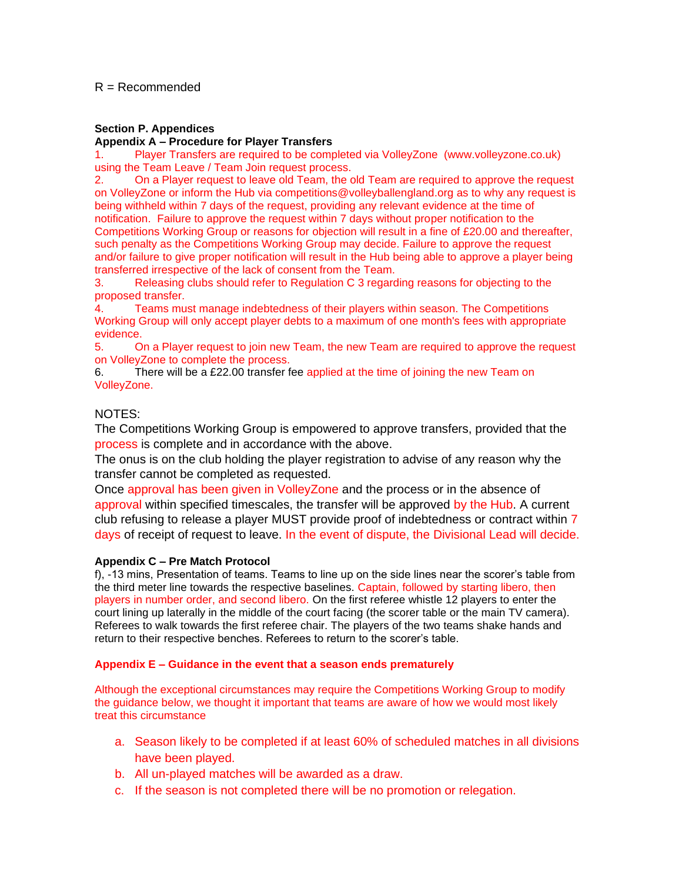R = Recommended

**Section P. Appendices**

**Appendix A – Procedure for Player Transfers**

1. Player Transfers are required to be completed via VolleyZone (www.volleyzone.co.uk) using the Team Leave / Team Join request process.
2. On a Player request to leave old Team, the old Team are required to approve the request on VolleyZone or inform the Hub via competitions@volleyballengland.org as to why any request is being withheld within 7 days of the request, providing any relevant evidence at the time of notification. Failure to approve the request within 7 days without proper notification to the Competitions Working Group or reasons for objection will result in a fine of £20.00 and thereafter, such penalty as the Competitions Working Group may decide. Failure to approve the request and/or failure to give proper notification will result in the Hub being able to approve a player being transferred irrespective of the lack of consent from the Team.
3. Releasing clubs should refer to Regulation C 3 regarding reasons for objecting to the proposed transfer.
4. Teams must manage indebtedness of their players within season. The Competitions Working Group will only accept player debts to a maximum of one month's fees with appropriate evidence.
5. On a Player request to join new Team, the new Team are required to approve the request on VolleyZone to complete the process.
6. There will be a £22.00 transfer fee applied at the time of joining the new Team on VolleyZone.

NOTES:

The Competitions Working Group is empowered to approve transfers, provided that the process is complete and in accordance with the above.

The onus is on the club holding the player registration to advise of any reason why the transfer cannot be completed as requested.

Once approval has been given in VolleyZone and the process or in the absence of approval within specified timescales, the transfer will be approved by the Hub. A current club refusing to release a player MUST provide proof of indebtedness or contract within 7 days of receipt of request to leave. In the event of dispute, the Divisional Lead will decide.

**Appendix C – Pre Match Protocol**

f), -13 mins, Presentation of teams. Teams to line up on the side lines near the scorer's table from the third meter line towards the respective baselines. Captain, followed by starting libero, then players in number order, and second libero. On the first referee whistle 12 players to enter the court lining up laterally in the middle of the court facing (the scorer table or the main TV camera). Referees to walk towards the first referee chair. The players of the two teams shake hands and return to their respective benches. Referees to return to the scorer's table.

**Appendix E – Guidance in the event that a season ends prematurely**

Although the exceptional circumstances may require the Competitions Working Group to modify the guidance below, we thought it important that teams are aware of how we would most likely treat this circumstance

a. Season likely to be completed if at least 60% of scheduled matches in all divisions have been played.
b. All un-played matches will be awarded as a draw.
c. If the season is not completed there will be no promotion or relegation.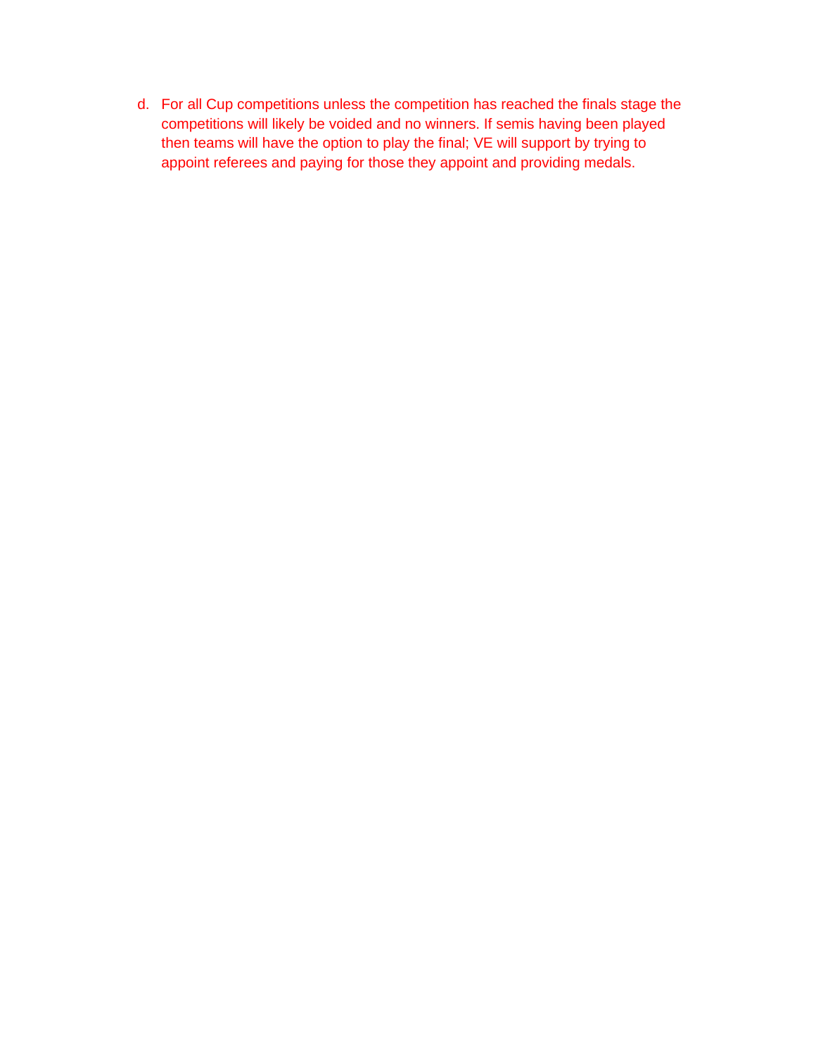d. For all Cup competitions unless the competition has reached the finals stage the competitions will likely be voided and no winners. If semis having been played then teams will have the option to play the final; VE will support by trying to appoint referees and paying for those they appoint and providing medals.